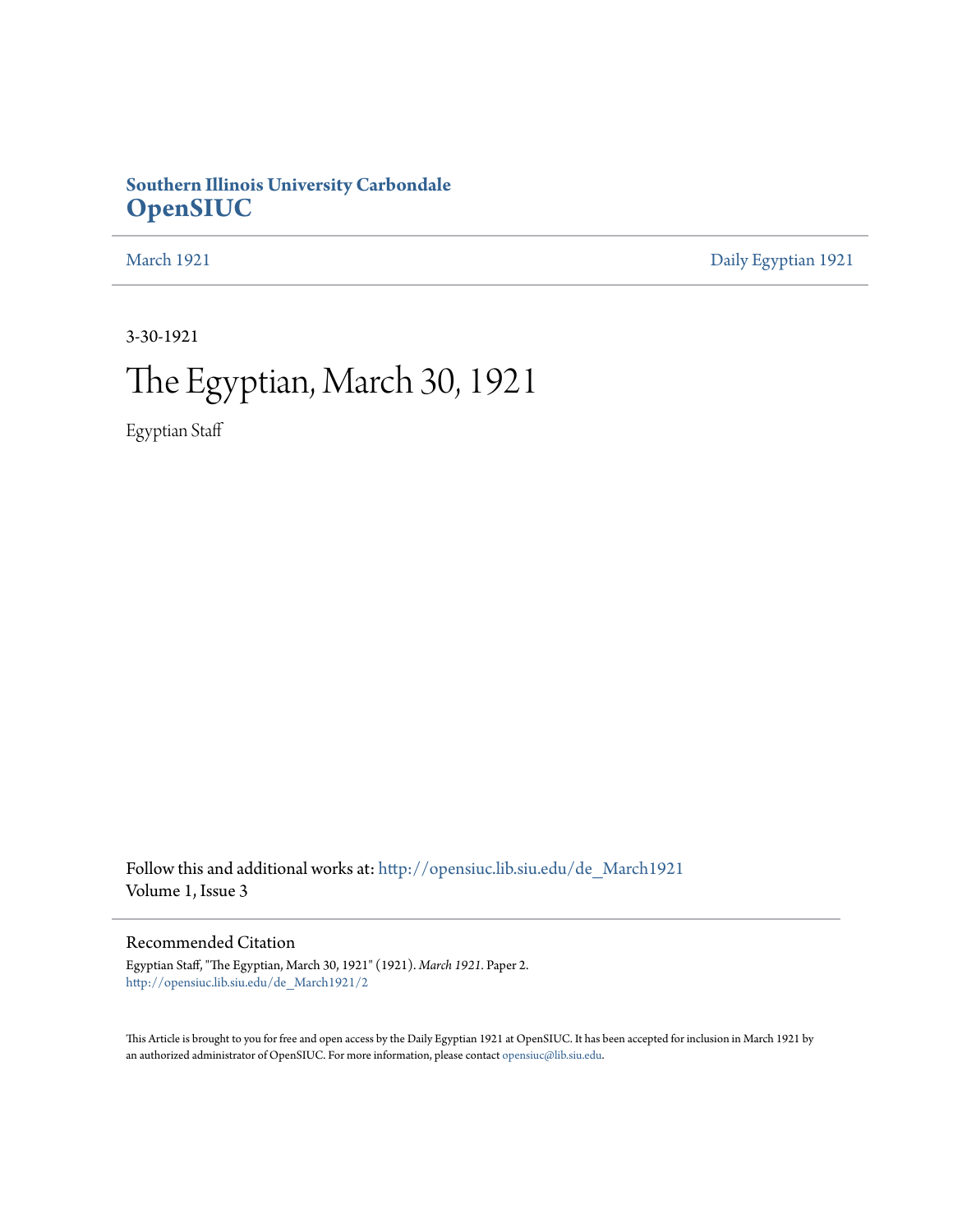**Southern Illinois University Carbondale**
**OpenSIUC**

March 1921 | Daily Egyptian 1921

3-30-1921

# The Egyptian, March 30, 1921

Egyptian Staff

Follow this and additional works at: http://opensiuc.lib.siu.edu/de_March1921
Volume 1, Issue 3

## Recommended Citation

Egyptian Staff, "The Egyptian, March 30, 1921" (1921). *March 1921*. Paper 2.
http://opensiuc.lib.siu.edu/de_March1921/2

This Article is brought to you for free and open access by the Daily Egyptian 1921 at OpenSIUC. It has been accepted for inclusion in March 1921 by an authorized administrator of OpenSIUC. For more information, please contact opensiuc@lib.siu.edu.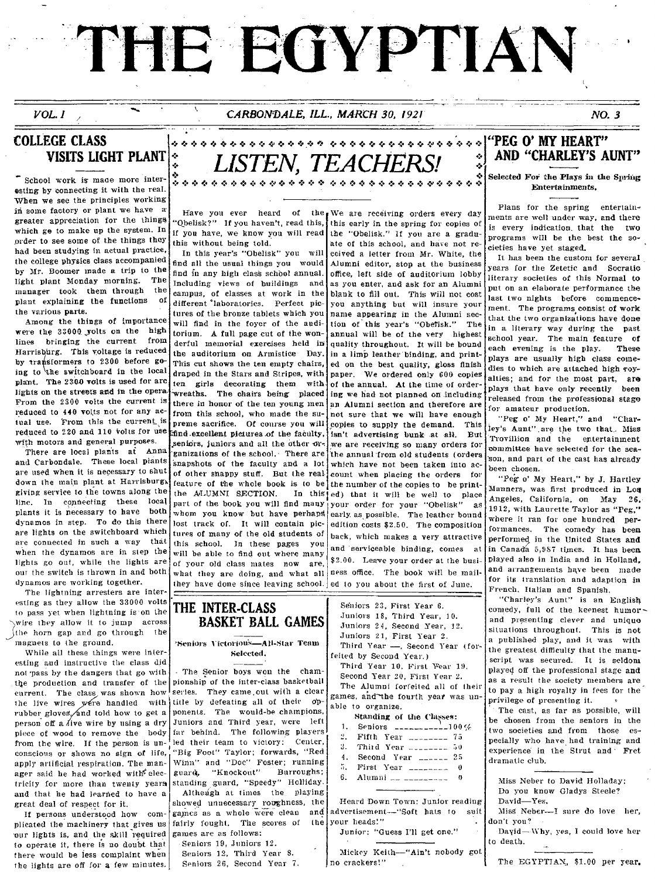# THE EGYPTIAN

VOL. I — CARBONDALE, ILL., MARCH 30, 1921 — NO. 3

## COLLEGE CLASS VISITS LIGHT PLANT

School work is made more interesting by connecting it with the real. When we see the principles working in some factory or plant we have a greater appreciation for the things which go to make up the system. In order to see some of the things they had been studying in actual practice, the college physics class accompanied by Mr. Boomer made a trip to the light plant Monday morning. The manager took them through the plant explaining the functions of the various parts.

Among the things of importance were the 33000 volts on the high lines bringing the current from Harrisburg. This voltage is reduced by transformers to 2300 before going to the switchboard in the local plant. The 2300 volts is used for arc lights on the streets and in the opera. From the 2300 volts the current is reduced to 440 volts not for any actual use. From this the current is reduced to 220 and 110 volts for use with motors and general purposes.

There are local plants at Anna and Carbondale. These local plants are used when it is necessary to shut down the main plant at Harrisburg, giving service to the towns along the line. In connecting these local plants it is necessary to have both dynamos in step. To do this there are lights on the switchboard which are connected in such a way that when the dynamos are in step the lights go out, while the lights are out the switch is thrown in and both dynamos are working together.

The lightning arresters are interesting as they allow the 33000 volts to pass yet when lightning is on the wire they allow it to jump across the horn gap and go through the magnets to the ground.

While all these things were interesting and instructive the class did not pass by the dangers that go with the production and transfer of the current. The class was shown how the live wires were handled with rubber gloves, and told how to get a person off a live wire by using a dry piece of wood to remove the body from the wire. If the person is unconscious or shows no sign of life, apply artificial respiration. The manager said he had worked with electricity for more than twenty years and that he had learned to have a great deal of respect for it.

If persons understood how complicated the machinery that gives us our lights is, and the skill required to operate it, there is no doubt that there would be less complaint when the lights are off for a few minutes.

## *LISTEN, TEACHERS!*

Have you ever heard of the "Obelisk?" If you haven't, read this, if you have, we know you will read this without being told.

In this year's "Obelisk" you will find all the usual things you would find in any high class school annual. Including views of buildings and campus, of classes at work in the different laboratories. Perfect pictures of the bronze tablets which you will find in the foyer of the auditorium. A full page cut of the wonderful memorial exercises held in the auditorium on Armistice Day. This cut shows the ten empty chairs, draped in the Stars and Stripes, with ten girls decorating them with wreaths. The chairs being placed there in honor of the ten young men from this school, who made the supreme sacrifice. Of course you will find excellent pictures of the faculty, seniors, juniors and all the other organizations of the school. There are snapshots of the faculty and a lot of other snappy stuff. But the real feature of the whole book is to be the ALUMNI SECTION. In this part of the book you will find many whom you know but have perhaps lost track of. It will contain pictures of many of the old students of this school. In these pages you will be able to find out where many of your old class mates now are, what they are doing, and what all they have done since leaving school.

We are receiving orders every day this early in the spring for copies of the "Obelisk." If you are a graduate of this school, and have not received a letter from Mr. White, the Alumni editor, stop at the business office, left side of auditorium lobby as you enter, and ask for an Alumni blank to fill out. This will not cost you anything but will insure your name appearing in the Alumni section of this year's "Obelisk." The annual will be of the very highest quality throughout. It will be bound in a limp leather binding, and printed on the best quality, gloss finish paper. We ordered only 600 copies of the annual. At the time of ordering we had not planned on including an Alumni section and therefore are not sure that we will have enough copies to supply the demand. This isn't advertising bunk at all. But we are receiving so many orders for the annual from old students (orders which have not been taken into account when placing the orders for the number of the copies to be printed) that it will be well to place your order for your "Obelisk" as early as possible. The leather bound edition costs $2.50. The composition back, which makes a very attractive and serviceable binding, comes at $2.00. Leave your order at the business office. The book will be mailed to you about the first of June.

## THE INTER-CLASS BASKET BALL GAMES

**Seniors Victorious—All-Star Team Selected.**

The Senior boys won the championship of the inter-class basketball series. They came out with a clear title by defeating all of their opponents. The would-be champions, Juniors and Third year, were left far behind. The following players led their team to victory: Center, "Big Foot" Taylor; forwards, "Red Winn" and "Doc" Foster; running guard, "Knockout" Burroughs; standing guard, "Speedy" Holliday.

Although at times the playing showed unnecessary roughness, the games as a whole were clean and fairly fought. The scores of the games are as follows:

Seniors 19, Juniors 12.
Seniors 12, Third Year 8.
Seniors 26, Second Year 7.
Seniors 23, First Year 6.
Juniors 18, Third Year, 10.
Juniors 24, Second Year, 12.
Juniors 21, First Year 2.
Third Year —, Second Year (forfeited by Second Year.)
Third Year 10, First Year 19.
Second Year 20, First Year 2.

The Alumni forfeited all of their games, and the fourth year was unable to organize.

**Standing of the Classes:**

1. Seniors ---------- 100%
2. Fifth Year ------- 75
3. Third Year ------- 50
4. Second Year ------ 25
5. First Year ------- 0
6. Alumni ----------- 0

---

Heard Down Town: Junior reading advertisement—"Soft hats to suit your heads!"

Junior: "Guess I'll get one."

---

Mickey Keith—"Ain't nobody got no crackers!"

## "PEG O' MY HEART" AND "CHARLEY'S AUNT"

**Selected For the Plays in the Spring Entertainments.**

Plans for the spring entertainments are well under way, and there is every indication that the two programs will be the best the societies have yet staged.

It has been the custom for several years for the Zetetic and Socratic literary societies of this Normal to put on an elaborate performance the last two nights before commencement. The programs consist of work that the two organizations have done in a literary way during the past school year. The main feature of each evening is the play. These plays are usually high class comedies to which are attached high royalties; and for the most part, are plays that have only recently been released from the professional stage for amateur production.

"Peg o' My Heart," and "Charley's Aunt" are the two that Miss Trovillion and the entertainment committee have selected for the season, and part of the cast has already been chosen.

"Peg o' My Heart," by J. Hartley Manners, was first produced in Los Angeles, California, on May 26, 1912, with Laurette Taylor as "Peg," where it ran for one hundred performances. The comedy has been performed in the United States and in Canada 5,987 times. It has been played also in India and in Holland, and arrangements have been made for its translation and adaption in French, Italian and Spanish.

"Charley's Aunt" is an English comedy, full of the keenest humor and presenting clever and unique situations throughout. This is not a published play, and it was with the greatest difficulty that the manuscript was secured. It is seldom played off the professional stage and as a result the society members are to pay a high royalty in fees for the privilege of presenting it.

The cast, as far as possible, will be chosen from the seniors in the two societies and from those especially who have had training and experience in the Strut and Fret dramatic club.

---

Miss Neber to David Holladay: Do you know Gladys Steele?

David—Yes.

Miss Neber—I sure do love her, don't you?

David—Why, yes, I could love her to death.

---

The EGYPTIAN, $1.00 per year.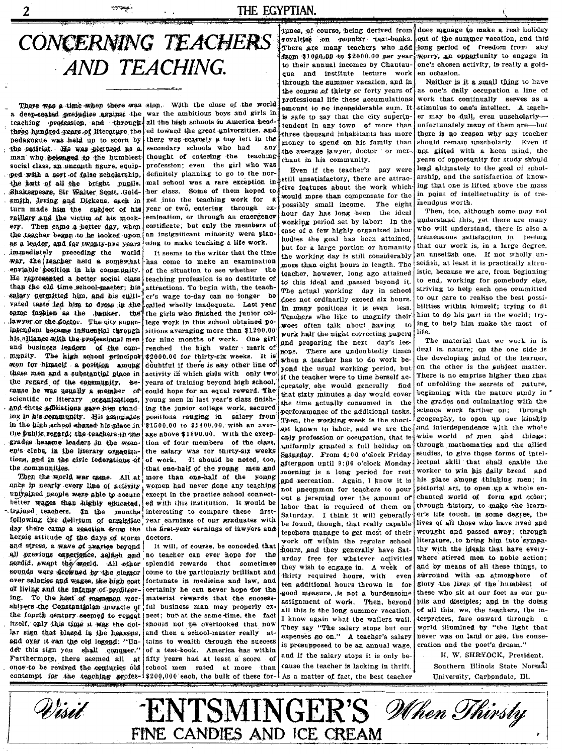# CONCERNING TEACHERS AND TEACHING.

There was a time when there was a deep-seated prejudice against the teaching profession, and through three hundred years of literature the pedagogue was held up to scorn by the satirist. He was pictured as a man who belonged to the humblest social class, an uncouth figure, equipped with a sort of false scholarship, the butt of all the bright pupils. Shakespeare, Sir Walter Scott, Goldsmith, Irving and Dickens, each in turn made him the subject of his raillery and the victim of his mockery. Then came a better day, when the teacher began to be looked upon as a leader, and for twenty-five years immediately preceding the world war, the teacher held a somewhat enviable position in his community. He represented a better social class than the old time school-master; his salary permitted him, and his cultivated taste led him to dress in the same fashion as the banker, the lawyer or the doctor. The city superintendent became influential through his alliance with the professional men and business leaders of the community. The high school principal won for himself a position among these men and a substantial place in the regard of the community, because he was usually a member of scientific or literary organizations, and these affiliations gave him standing in his community. His associates in the high school shared his place in the public regard; the teachers in the grades became leaders in the women's clubs, in the literary organizations, and in the civic federations of the communities.

Then the world war came. All at once in nearly every line of activity untrained people were able to secure better wages than highly educated, trained teachers. In the months following the delirium of armistice day there came a reaction from the heroic attitude of the days of storm and stress, a wave of avarice beyond all previous experience, selfish and sordid, swept the world. All other sounds were drowned by the clamor over salaries and wages, the high cost of living and the infamy of profiteering. To the host of mammon worshipers the Constantinian miracle of the fourth century seemed to repeat itself, only this time it was the dollar sign that blazed in the heavens, and over it ran the old legend: "Under this sign you shall conquer." Furthermore, there seemed all at once to be revived the centuries old contempt for the teaching profession. With the close of the world war the ambitious boys and girls in all the high schools in America headed toward the great universities, and there was scarcely a boy left in the secondary schools who had any thought of entering the teaching profession; even the girl who was definitely planning to go to the normal school was a rare exception in her class. Some of them hoped to get into the teaching work for a year or two, entering through examination, or through an emergency certificate; but only the members of an insignificant minority were planning to make teaching a life work.

It seems to the writer that the time has come to make an examination of the situation to see whether the teaching profession is so destitute of attractions. To begin with, the teacher's wage to-day can no longer be called wholly inadequate. Last year the girls who finished the junior college work in this school obtained positions averaging more than $1200.00 for nine months of work. One girl reached the high water mark of $2000.00 for thirty-six weeks. It is doubtful if there is any other line of activity in which girls with only two years of training beyond high school, could hope for an equal reward. The young men in last year's class finishing the junior college work, secured positions ranging in salary from $1500.00 to $2400.00, with an average above $1800.00. With the exception of four members of the class, the salary was for thirty-six weeks of work. It should be noted, too, that one-half of the young men and more than one-half of the young women had never done any teaching except in the practice school connected with this institution. It would be interesting to compare these first-year earnings of our graduates with the first-year earnings of lawyers and doctors.

It will, of course, be conceded that no teacher can ever hope for the splendid rewards that sometimes come to the particularly brilliant and fortunate in medicine and law, and certainly he can never hope for the material rewards that the successful business man may properly expect; but at the same time, the fact should not be overlooked that now and then a school-master really attains to wealth through the success of a text-book. America has within fifty years had at least a score of school men rated at more than $200,000 each, the bulk of these fortunes, of course, being derived from royalties on popular text-books. There are many teachers who add from $1000.00 to $2000.00 per year to their annual incomes by Chautauqua and institute lecture work through the summer vacation, and in the course of thirty or forty years of professional life these accumulations amount to no inconsiderable sum. It is safe to say that the city superintendent in any town of more than three thousand inhabitants has more money to spend on his family than the average lawyer, doctor or merchant in his community.

Even if the teacher's pay were still unsatisfactory, there are attractive features about the work which would more than compensate for the possibly small income. The eight hour day has long been the ideal working period set by labor. In the case of a few highly organized labor bodies the goal has been attained, but for a large portion of humanity the working day is still considerably more than eight hours in length. The teacher, however, long ago attained to this ideal and passed beyond it. The actual working day in school does not ordinarily exceed six hours. In many positions it is even less. Teachers who like to magnify their woes often talk about having to work half the night correcting papers and preparing the next day's lessons. There are undoubtedly times when a teacher has to do work beyond the usual working period, but if the teacher were to time herself accurately, she would generally find that sixty minutes a day would cover the time actually consumed in the performance of the additional tasks. Then, the working week is the shortest known to labor, and we are the only profession or occupation, that is uniformly granted a full holiday on Saturday. From 4:00 o'clock Friday afternoon until 9:00 o'clock Monday morning is a long period for rest and recreation. Again, I know it is not uncommon for teachers to pour out a jeremiad over the amount of labor that is required of them on Saturday. I think it will generally be found, though, that really capable teachers manage to get most of their work off within the regular school hours, and they generally have Saturday free for whatever activities they wish to engage in. A week of thirty required hours, with even ten additional hours thrown in for good measure, is not a burdensome assignment of work. Then, beyond all this is the long summer vacation. I know again what the wailers wail. They say "The salary stops but our expenses go on." A teacher's salary is presupposed to be an annual wage, and if the salary stops it is only because the teacher is lacking in thrift. As a matter of fact, the best teacher does manage to make a real holiday out of the summer vacation, and this long period of freedom from any worry, an opportunity to engage in one's chosen activity, is really a golden occasion.

Neither is it a small thing to have as one's daily occupation a line of work that continually serves as a stimulus to one's intellect. A teacher may be dull, even unscholarly—unfortunately many of them are—but there is no reason why any teacher should remain unscholarly. Even if not gifted with a keen mind, the years of opportunity for study should lead ultimately to the goal of scholarship, and the satisfaction of knowing that one is lifted above the mass in point of intellectuality is of tremendous worth.

Then, too, although some may not understand this, yet there are many who will understand, there is also a tremendous satisfaction in feeling that our work is, in a large degree, an unselfish one. If not wholly unselfish, at least it is practically altruistic, because we are, from beginning to end, working for somebody else, striving to help each one committed to our care to realize the best possibilities within himself; trying to fit him to do his part in the world; trying to help him make the most of life.

The material that we work in is dual in nature; on the one side is the developing mind of the learner, on the other is the subject matter. There is no emprise higher than that of unfolding the secrets of nature, beginning with the nature study in the grades and culminating with the science work farther on; through geography, to open up our kinship and interdependence with the whole wide world of men and things; through mathematics and the allied studies, to give those forms of intellectual skill that shall enable the worker to win his daily bread and his place among thinking men; in pictorial art, to open up a whole enchanted world of form and color; through history, to make the learner's life touch, in some degree, the lives of all those who have lived and wrought and passed away; through literature, to bring him into sympathy with the ideals that have everywhere stirred men to noble action; and by means of all these things, to surround with an atmosphere of glory the lives of the humblest of these who sit at our feet as our pupils and disciples; and in the doing of all this, we, the teachers, the interpreters, fare onward through a world illumined by "the light that never was on land or sea, the consecration and the poet's dream."

H. W. SHRYOCK, President,
Southern Illinois State Normal University, Carbondale, Ill.

*Visit* **ENTSMINGER'S** *When Thirsty*

FINE CANDIES AND ICE CREAM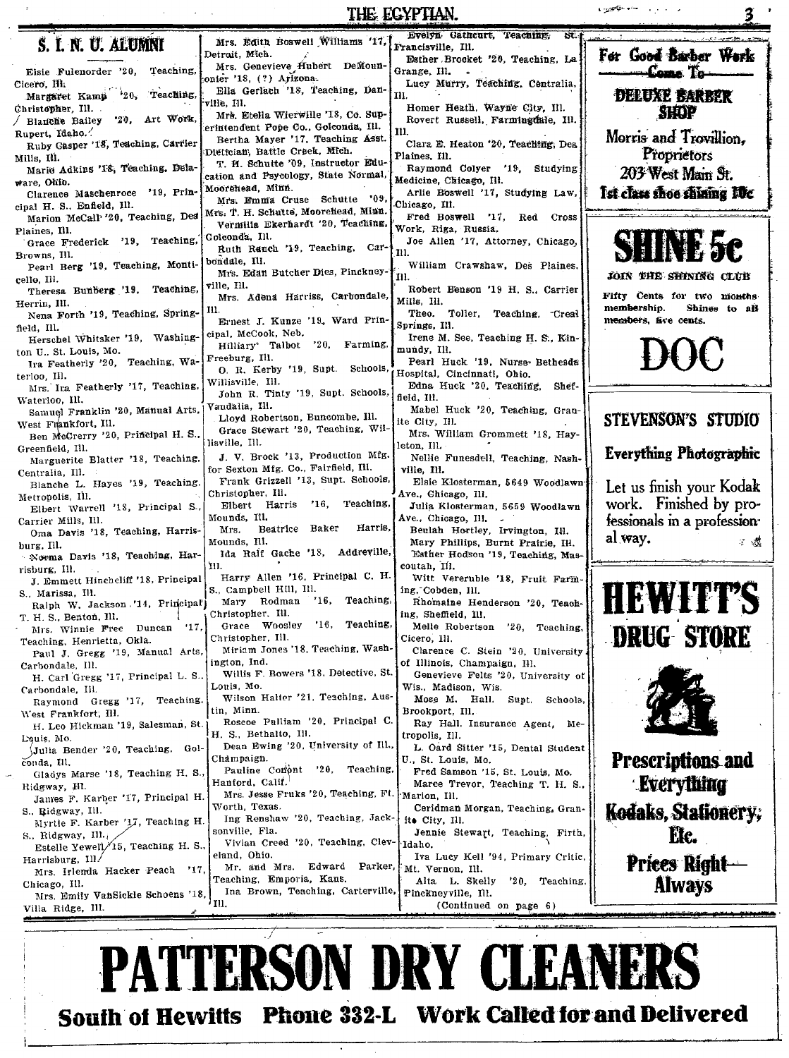## S. I. N. U. ALUMNI

Elsie Fulenorder '20, Teaching, Cicero, Ill.

Margaret Kamp '20, Teaching, Christopher, Ill.

Blanche Bailey '20, Art Work, Rupert, Idaho.

Ruby Casper '18, Teaching, Carrier Mills, Ill.

Marie Adkins '18, Teaching, Delaware, Ohio.

Clarence Maschenroce '19, Principal H. S., Enfield, Ill.

Marion McCall '20, Teaching, Des Plaines, Ill.

Grace Frederick '19, Teaching, Browns, Ill.

Pearl Berg '19, Teaching, Monticello, Ill.

Theresa Bunberg '19, Teaching, Herrin, Ill.

Nena Forth '19, Teaching, Springfield, Ill.

Herschel Whitsker '19, Washington U., St. Louis, Mo.

Ira Featherly '20, Teaching, Waterloo, Ill.

Mrs. Ira Featherly '17, Teaching, Waterloo, Ill.

Samuel Franklin '20, Manual Arts, West Frankfort, Ill.

Ben McCrerry '20, Principal H. S., Greenfield, Ill.

Marguerite Blatter '18, Teaching, Centralia, Ill.

Blanche L. Hayes '19, Teaching, Metropolis, Ill.

Elbert Warrell '18, Principal S., Carrier Mills, Ill.

Oma Davis '18, Teaching, Harrisburg, Ill.

Norma Davis '18, Teaching, Harrisburg, Ill.

J. Emmett Hinchcliff '18, Principal S., Marissa, Ill.

Ralph W. Jackson '14, Principal T. H. S., Benton, Ill.

Mrs. Winnie Free Duncan '17, Teaching, Henrietta, Okla.

Paul J. Gregg '19, Manual Arts, Carbondale, Ill.

H. Carl Gregg '17, Principal L. S., Carbondale, Ill.

Raymond Gregg '17, Teaching, West Frankfort, Ill.

H. Leo Hickman '19, Salesman, St. Louis, Mo.

Julia Bender '20, Teaching, Golconda, Ill.

Gladys Marse '18, Teaching H. S., Ridgway, Ill.

James F. Karber '17, Principal H. S., Ridgway, Ill.

Myrtle F. Karber '17, Teaching H. S., Ridgway, Ill.

Estelle Yewell '15, Teaching H. S., Harrisburg, Ill.

Mrs. Irlenda Hacker Peach '17, Chicago, Ill.

Mrs. Emily VanSickle Schoens '18, Villa Ridge, Ill.

Mrs. Edith Boswell Williams '17, Detroit, Mich.

Mrs. Genevieve Hubert DeMounonier '18, (?) Arizona.

Ella Gerlach '18, Teaching, Danville, Ill.

Mrs. Etella Wierwille '18, Co. Superintendent Pope Co., Golconda, Ill.

Bertha Mayer '17, Teaching Asst. Dietician, Battle Creek, Mich.

T. H. Schutte '09, Instructor Education and Psycology, State Normal, Moorehead, Minn.

Mrs. Emma Cruse Schutte '09, Mrs. T. H. Schutte, Moorehead, Minn.

Vermilia Ekerhardt '20, Teaching, Golconda, Ill.

Ruth Ranch '19, Teaching, Carbondale, Ill.

Mrs. Edan Butcher Dies, Pinckneyville, Ill.

Mrs. Adena Harriss, Carbondale, Ill.

Ernest J. Kunze '19, Ward Principal, McCook, Neb.

Hilliary Talbot '20, Farming, Freeburg, Ill.

O. R. Kerby '19, Supt. Schools, Willisville, Ill.

John R. Tinty '19, Supt. Schools, Vandalia, Ill.

Lloyd Robertson, Buncombe, Ill.

Grace Stewart '20, Teaching, Willisville, Ill.

J. V. Brock '13, Production Mfg. for Sexton Mfg. Co., Fairfield, Ill.

Frank Grizzell '13, Supt. Schools, Christopher, Ill.

Elbert Harris '16, Teaching, Mounds, Ill.

Mrs. Beatrice Baker Harris, Mounds, Ill.

Ida Ralf Gache '18, Addreville, Ill.

Harry Allen '16, Principal C. H. S., Campbell Hill, Ill.

Mary Rodman '16, Teaching, Christopher, Ill.

Grace Woosley '16, Teaching, Christopher, Ill.

Miriam Jones '18, Teaching, Washington, Ind.

Willis F. Bowers '18, Detective, St. Louis, Mo.

Wilson Halter '21, Teaching, Austin, Minn.

Roscoe Pulliam '20, Principal C. H. S., Bethalto, Ill.

Dean Ewing '20, University of Ill., Champaign.

Pauline Conont '20, Teaching, Hanford, Calif.

Mrs. Jesse Fruks '20, Teaching, Ft. Worth, Texas.

Ing Renshaw '20, Teaching, Jacksonville, Fla.

Vivian Creed '20, Teaching, Cleveland, Ohio.

Mr. and Mrs. Edward Parker, Teaching, Emporia, Kans.

Ina Brown, Teaching, Carterville, Ill.

Evelyn Gathcurt, Teaching, St. Francisville, Ill.

Esther Brocket '20, Teaching, La Grange, Ill.

Lucy Murry, Teaching, Centralia, Ill.

Homer Heath, Wayne City, Ill.

Rovert Russell, Farmingdale, Ill.

Clara E. Heaton '20, Teaching, Des Plaines, Ill.

Raymond Colyer '19, Studying Medicine, Chicago, Ill.

Arlie Boswell '17, Studying Law, Chicago, Ill.

Fred Boswell '17, Red Cross Work, Riga, Russia.

Joe Allen '17, Attorney, Chicago, Ill.

William Crawshaw, Des Plaines, Ill.

Robert Benson '19 H. S., Carrier Mills, Ill.

Theo. Toller, Teaching, Creal Springs, Ill.

Irene M. See, Teaching H. S., Kinmundy, Ill.

Pearl Huck '19, Nurse Bethesda Hospital, Cincinnati, Ohio.

Edna Huck '20, Teaching, Sheffield, Ill.

Mabel Huck '20, Teaching, Granite City, Ill.

Mrs. William Grommett '18, Hayleton, Ill.

Nellie Funesdell, Teaching, Nashville, Ill.

Elsie Klosterman, 5649 Woodlawn Ave., Chicago, Ill.

Julia Klosterman, 5659 Woodlawn Ave., Chicago, Ill.

Beulah Hortley, Irvington, Ill.

Mary Phillips, Burnt Prairie, Ill.

Esther Hodson '19, Teaching, Mascoutah, Ill.

Witt Vererubie '18, Fruit Farming, Cobden, Ill.

Rhomaine Henderson '20, Teaching, Sheffield, Ill.

Melle Robertson '20, Teaching, Cicero, Ill.

Clarence C. Stein '20, University of Illinois, Champaign, Ill.

Genevieve Felts '20, University of Wis., Madison, Wis.

Moss M. Hall, Supt. Schools, Brookport, Ill.

Ray Hall, Insurance Agent, Metropolis, Ill.

L. Oard Sitter '15, Dental Student U., St. Louis, Mo.

Fred Samson '15, St. Louis, Mo.

Maree Trevor, Teaching T. H. S., Marion, Ill.

Ceridman Morgan, Teaching, Granite City, Ill.

Jennie Stewart, Teaching, Firth, Idaho.

Iva Lucy Kell '94, Primary Critic, Mt. Vernon, Ill.

Alta L. Skelly '20, Teaching, Pinckneyville, Ill.

(Continued on page 6)

---

**For Good Barber Work**
**Come To**
**DELUXE BARBER SHOP**
Morris and Trovillion, Proprietors
203 West Main St.
**1st class shoe shining 10c**

---

# SHINE 5c

**JOIN THE SHINING CLUB**

Fifty Cents for two months membership. Shines to all members, five cents.

# DOC

---

**STEVENSON'S STUDIO**

**Everything Photographic**

Let us finish your Kodak work. Finished by professionals in a professional way.

---

# HEWITT'S DRUG STORE

**Prescriptions and Everything**

**Kodaks, Stationery, Etc.**

**Prices Right—Always**

---

# PATTERSON DRY CLEANERS

**South of Hewitts  Phone 332-L  Work Called for and Delivered**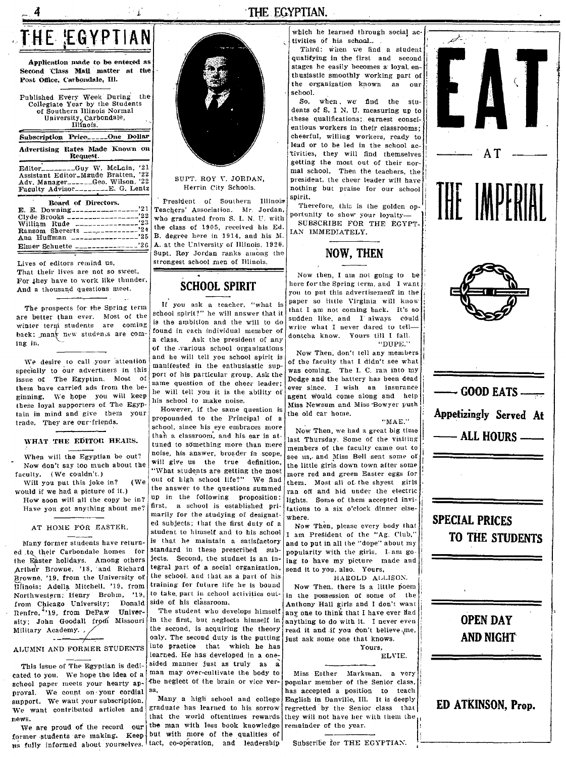# THE EGYPTIAN

Application made to be entered as Second Class Mail matter at the Post Office, Carbondale, Ill.

Published Every Week During the Collegiate Year by the Students of Southern Illinois Normal University, Carbondale, Illinois.

Subscription Price.....One Dollar

Advertising Rates Made Known on Request.

Editor..........Guy W. McLain, '21
Assistant Editor..Maude Bratten, '22
Adv. Manager.......Geo. Wilson, '22
Faculty Advisor.........E. G. Lentz

**Board of Directors.**

E. E. Downing.................'21
Clyde Brooks..................'22
William Rude..................'23
Ransom Sherertz...............'24
Ana Huffman...................'25
Elmer Schuette................'26

Lives of editors remind us,
That their lives are not so sweet,
For they have to work like thunder,
And a thousand questions meet.

---

The prospects for the Spring term are better than ever. Most of the winter term students are coming back; many new students are coming in.

---

We desire to call your attention specially to our advertisers in this issue of The Egyptian. Most of them have carried ads from the beginning. We hope you will keep these loyal supporters of The Egyptain in mind and give them your trade. They are our friends.

### WHAT THE EDITOR HEARS.

When will the Egyptian be out?

Now don't say too much about the faculty. (We couldn't.)

Will you put this joke in? (We would if we had a picture of it.)

How soon will all the copy be in?

Have you got anything about me?

### AT HOME FOR EASTER.

Many former students have returned to their Carbondale homes for the Easter holidays. Among others Arthur Browne, '18, and Richard Browne, '19, from the University of Illinois; Adella Mitchell, '19, from Northwestern; Henry Brohm, '19, from Chicago University; Donald Renfro, '19, from DePaw University; John Goodall from Missouri Military Academy.

### ALUMNI AND FORMER STUDENTS

This issue of The Egyptian is dedicated to you. We hope the idea of a school paper meets your hearty approval. We count on your cordial support. We want your subscription. We want contributed articles and news.

We are proud of the record our former students are making. Keep us fully informed about yourselves.

---

SUPT. ROY V. JORDAN,
Herrin City Schools.

President of Southern Illinois Teachers' Association. Mr. Jordan, who graduated from S. I. N. U. with the class of 1905, received his Ed. B. degree here in 1914, and his M. A. at the University of Illinois, 1920. Supt. Roy Jordan ranks among the strongest school men of Illinois.

## SCHOOL SPIRIT

If you ask a teacher, "what is school spirit?" he will answer that it is the ambition and the will to do found in each individual member of a class. Ask the president of any of the various school organizations and he will tell you school spirit is manifested in the enthusiastic support of his particular group. Ask the same question of the cheer leader; he will tell you it is the ability of his school to make noise.

However, if the same question is propounded to the Principal of a school, since his eye embraces more than a classroom, and his ear is attuned to something more than mere noise, his answer, broader in scope, will give us the true definition, "What students are getting the most out of high school life?" We find the answer to the questions summed up in the following proposition: first, a school is established primarily for the studying of designated subjects; that the first duty of a student to himself and to his school is that he maintain a satisfactory standard in these prescribed subjects. Second, the studnet is an integral part of a social organization, the school, and that as a part of his training for future life he is bound to take part in school activities outside of his classroom.

The student who develops himself in the first, but neglects himself in the second, is acquiring the theory only. The second duty is the putting into practice that which he has learned. He has developed in a one-sided manner just as truly as a man may over-cultivate the body to the neglect of the brain or vice versa.

Many a high school and college graduate has learned to his sorrow that the world oftentimes rewards the man with less book knowledge but with more of the qualities of tact, co-operation, and leadership which he learned through social activities of his school.

Third: when we find a student qualifying in the first and second stages he easily becomes a loyal, enthusiastic smoothly working part of the organization known as our school.

So, when we find the students of S. I N. U. measuring up to these qualifications; earnest conscientious workers in their classrooms; cheerful, willing workers, ready to lead or to be led in the school activities, they will find themselves getting the most out of their normal school. Then the teachers, the president, the cheer leader will have nothing but praise for our school spirit.

Therefore, this is the golden opportunity to show your loyalty—

SUBSCRIBE FOR THE EGYPTIAN IMMEDIATELY.

## NOW, THEN

Now then, I am not going to be here for the Spring term, and I want you to put this advertisement in the paper so little Virginia will know that I am not coming back. It's so sudden like, and I always could write what I never dared to tell—dontcha know. Yours till I fall.

"DUPE."

Now Then, don't tell any members of the faculty that I didn't see what was coming. The I. C. ran into my Dodge and the battery has been dead ever since. I wish an insurance agent would come along and help Miss Newsum and Miss Bowyer push the old car home.

"MAE."

Now Then, we had a great big time last Thursday. Some of the visiting members of the faculty came out to see us, and Miss Bell sent some of the little girls down town after some more red and green Easter eggs for them. Most all of the shyest girls ran off and hid under the electric lights. Some of them accepted invitations to a six o'clock dinner elsewhere.

Now Then, please every body that I am President of the "Ag. Club," and to put in all the "dope" about my popularity with the girls. I am going to have my picture made and send it to you, also. Yours,

HAROLD ALLISON.

Now Then, there is a little poem in the possession of some of the Anthony Hall girls and I don't want any one to think that I have ever had anything to do with it. I never even read it and if you don't believe me, just ask some one that knows.

Yours,
ELVIE.

---

Miss Esther Markman, a very popular member of the Senior class, has accepted a position to teach English in Danville, Ill. It is deeply regretted by the Senior class that they will not have her with them the remainder of the year.

---

Subscribe for THE EGYPTIAN.

---

# EAT

AT

# THE IMPERIAL

— GOOD EATS —

**Appetizingly Served At**

— ALL HOURS —

**SPECIAL PRICES TO THE STUDENTS**

**OPEN DAY AND NIGHT**

**ED ATKINSON, Prop.**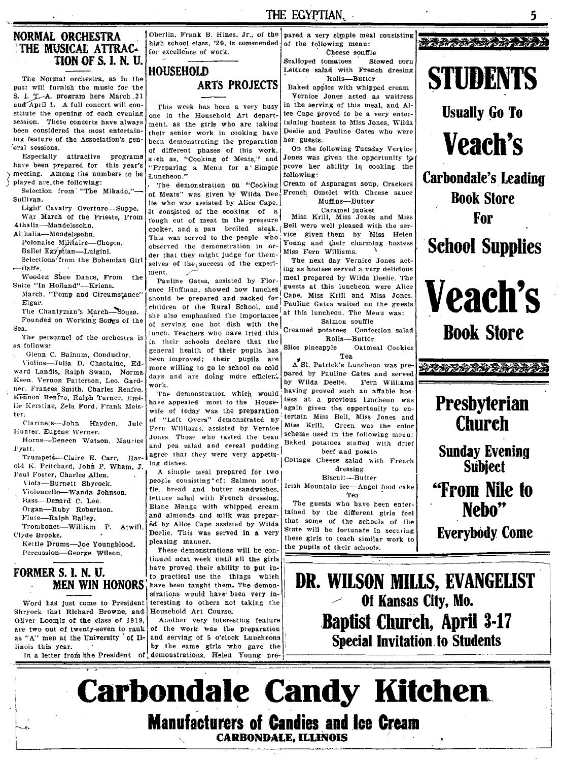## NORMAL ORCHESTRA THE MUSICAL ATTRACTION OF S. I. N. U.

The Normal orchestra, as in the past will furnish the music for the S. I. T. A. program here March 31 and April 1. A full concert will constitute the opening of each evening session. These concerts have always been considered the most entertaining feature of the Association's general sessions.

Especially attractive programs have been prepared for this year's meeting. Among the numbers to be played are the following:

Selection from "The Mikado,"—Sullivan.

Light Cavalry Overture—Suppe.

War March of the Priests, From Athalia—Mandelssohn.

Polonaise Militaire—Chopin.

Ballet Egyptian—Luigini.

Selections from the Bohemian Girl—Balfe.

Wooden Shoe Dance, From the Suite "In Holland"—Kriens.

March, "Pomp and Circumstance"—Elgar.

The Chantyman's March—Sousa. Founded on Working Songs of the Sea.

The personnel of the orchestra is as follows:

Glenn C. Bainum, Conductor.

Violins—Julia D. Chastaine, Edward Landis, Ralph Swain, Norma Keen, Vernon Patterson, Leo. Gardner, Frances Smith, Charles Renfro, Kennon Renfro, Ralph Turner, Emilie Kerstine, Zela Ford, Frank Meister.

Clarinets—John Hayden, Jule Hunter, Eugene Werner.

Horns—Deneen Watson, Maurice Pyatt.

Trumpets—Claire E. Carr, Harold K. Pritchard, John P. Wham, J. Paul Foster, Charles Allen.

Viola—Burnett Shyrock.

Violoncello—Wanda Johnson.

Bass—Denard C. Lee.

Organ—Ruby Robertson.

Flute—Ralph Bailey.

Trombones—William P. Atwill, Clyde Brooks.

Kettle Drums—Joe Youngblood.

Percussion—George Wilson.

## FORMER S. I. N. U. MEN WIN HONORS

Word has just come to President Shryock that Richard Browne, and Oliver Loomis of the class of 1919, are two out of twenty-seven to rank as "A" men at the University of Illinois this year.

In a letter from the President of Oberlin, Frank B. Hines, Jr., of the high school class, '20, is commended for excellence of work.

## HOUSEHOLD ARTS PROJECTS

This week has been a very busy one in the Household Art department, as the girls who are taking their senior work in cooking have been demonstrating the preparation of different phases of this work, such as, "Cooking of Meats," and "Preparing a Menu for a Simple Luncheon."

The demonstration on "Cooking of Meats" was given by Wilda Deelie who was assisted by Alice Cape. It consisted of the cooking of a tough cut of meat in the pressure cooker, and a pan broiled steak. This was served to the people who observed the demonstration in order that they might judge for themselves of the success of the experiment.

Pauline Gates, assisted by Florence Huffman, showed how lunches should be prepared and packed for children of the Rural School, and she also emphasized the importance of serving one hot dish with the lunch. Teachers who have tried this in their schools declare that the general health of their pupils has been improved; their pupils are more willing to go to school on cold days and are doing more efficient work.

The demonstration which would have appealed most to the Housewife of today was the preparation of "Left Overs" demonstrated by Fern Williams, assisted by Vernice Jones. Those who tasted the bean and pea salad and cereal pudding agree that they were very appetizing dishes.

A simple meal prepared for two people consisting of: Salmon souffle, bread and butter sandwiches, lettuce salad with French dressing, Blanc Mange with whipped cream and almonds and milk was prepared by Alice Cape assisted by Wilda Deelie. This was served in a very pleasing manner.

These demonstrations will be continued next week until all the girls have proved their ability to put into practical use the things which have been taught them. The demonstrations would have been very interesting to others not taking the Household Art Course.

Another very interesting feature of the work was the preparation and serving of 5 o'clock Luncheons by the same girls who gave the demonstrations. Helen Young prepared a very simple meal consisting of the following menu:

Cheese souffle
Scalloped tomatoes  Stewed corn
Lettuce salad with French dresing
Rolls—Butter
Baked apples with whipped cream

Vernice Jones acted as waitress in the serving of this meal, and Alice Cape proved to be a very entertaining hostess to Miss Jones, Wilda Deelie and Pauline Gates who were her guests.

On the following Tuesday Vernice Jones was given the opportunity to prove her ability in cooking the following:

Cream of Asparagus soup, Crackers
French Omelet with Cheese sauce
Muffins—Butter
Caramel junket

Miss Krill, Miss Jones and Miss Bell were well pleased with the service given them by Miss Helen Young and their charming hostess Miss Fern Williams.

The next day Vernice Jones acting as hostess served a very delicious meal prepared by Wilda Deelie. The guests at this luncheon were Alice Cape, Miss Krill and Miss Jones. Pauline Gates waited on the guests at this luncheon. The Menu was:

Salmon souffle
Creamed potatoes  Confection salad
Rolls—Butter
Slice pineapple  Oatmeal Cookies
Tea

A St. Patrick's Luncheon was prepared by Pauline Gates and served by Wilda Deelie. Fern Williams having proved such an affable hostess at a previous luncheon was again given the opportunity to entertain Miss Bell, Miss Jones and Miss Krill. Green was the color scheme used in the following menu:

Baked potatoes stuffed with driet beef and potato
Cottage Cheese salad with French dressing
Biscuit—Butter
Irish Mountain ice—Angel food cake
Tea

The guests who have been entertained by the different girls feel that some of the schools of the State will be fortunate in securing these girls to teach similar work to the pupils of their schools.

---

# STUDENTS

**Usually Go To**

# Veach's

**Carbondale's Leading Book Store For School Supplies**

# Veach's

**Book Store**

---

## Presbyterian Church

**Sunday Evening Subject**

## "From Nile to Nebo"

**Everybody Come**

---

## DR. WILSON MILLS, EVANGELIST

**Of Kansas City, Mo.**

## Baptist Church, April 3-17

**Special Invitation to Students**

---

# Carbondale Candy Kitchen

**Manufacturers of Candies and Ice Cream**

**CARBONDALE, ILLINOIS**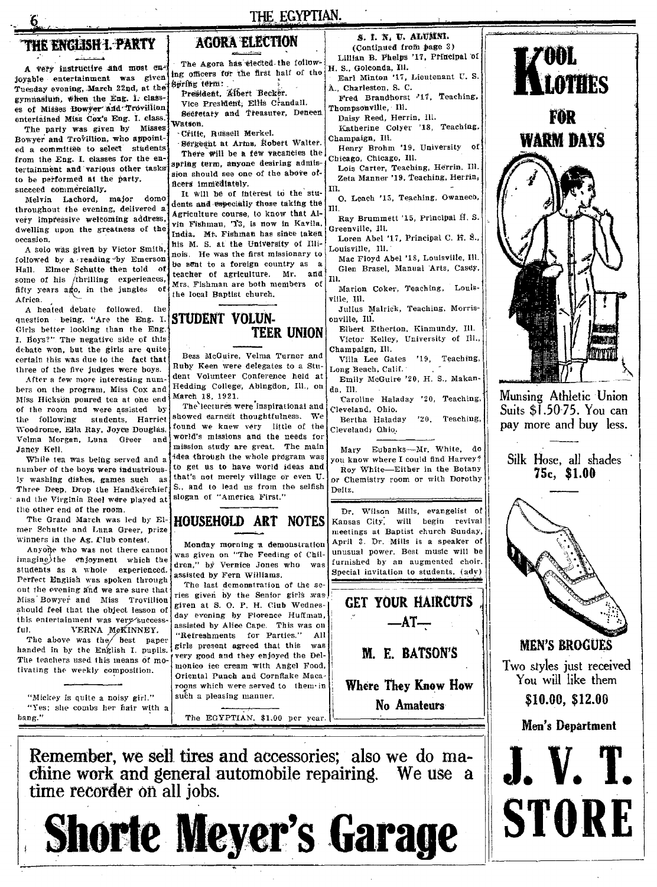## THE ENGLISH I. PARTY

A very instructive and most enjoyable entertainment was given Tuesday evening, March 22nd, at the gymnasium, when the Eng. I. classes of Misses Bowyer and Trovillion entertained Miss Cox's Eng. I. class.

The party was given by Misses Bowyer and Trovillion, who appointed a committee to select students from the Eng. I. classes for the entertainment and various other tasks to be performed at the party. succeed commercially.

Melvin Lachord, major domo throughout the evening, delivered a very impressive welcoming address, dwelling upon the greatness of the occasion.

A solo was given by Victor Smith, followed by a reading by Emerson Hall. Elmer Schutte then told of some of his thrilling experiences, fifty years ago, in the jungles of Africa.

A heated debate followed, the question being, "Are the Eng. I. Girls better looking than the Eng. I. Boys?" The negative side of this debate won, but the girls are quite certain this was due to the fact that three of the five judges were boys.

After a few more interesting numbers on the program, Miss Cox and Miss Hickson poured tea at one end of the room and were assisted by the following students, Harriet Woodrome, Ella Ray, Joyce Douglas, Velma Morgan, Luna Greer and Janey Kell.

While tea was being served and a number of the boys were industriously washing dishes, games such as Three Deep, Drop the Handkerchief and the Virginia Reel were played at the other end of the room.

The Grand March was led by Elmer Schutte and Luna Greer, prize winners in the Ag. Club contest.

Anyone who was not there cannot imagine the enjoyment which the students as a whole experienced. Perfect English was spoken throughout the evening and we are sure that Miss Bowyer and Miss Trovillion should feel that the object lesson of this entertainment was very successful.

VERNA McKINNEY.

The above was the best paper handed in by the English I. pupils. The teachers used this means of motivating the weekly composition.

"Mickey is quite a noisy girl."
"Yes; she combs her hair with a bang."

## AGORA ELECTION

The Agora has elected the following officers for the first half of the Spring term:

President, Albert Becker.
Vice President, Ellis Crandall.
Secretary and Treasurer, Deneen Watson.
Critic, Russell Merkel.
Sergeant at Arms, Robert Walter.

There will be a few vacancies the spring term, anyone desiring admission should see one of the above officers immediately.

It will be of interest to the students and especially those taking the Agriculture course, to know that Alvin Fishman, '13, is now in Kavila, India. Mr. Fishman has since taken his M. S. at the University of Illinois. He was the first missionary to be sent to a foreign country as a teacher of agriculture. Mr. and Mrs. Fishman are both members of the local Baptist church.

## STUDENT VOLUNTEER UNION

Bess McGuire, Velma Turner and Ruby Keen were delegates to a Student Volunteer Conference held at Hedding College, Abingdon, Ill., on March 18, 1921.

The lectures were inspirational and showed earnest thoughtfulness. We found we knew very little of the world's missions and the needs for mission study are great. The main idea through the whole program was to get us to have world ideas and that's not merely village or even U. S., and to lead us from the selfish slogan of "America First."

## HOUSEHOLD ART NOTES

Monday morning a demonstration was given on "The Feeding of Children," by Vernice Jones who was assisted by Fern Williams.

The last demonstration of the series given by the Senior girls was given at S. O. P. H. Club Wednesday evening by Florence Huffman, assisted by Alice Cape. This was on "Refreshments for Parties." All girls present agreed that this was very good and they enjoyed the Delmonico ice cream with Angel Food, Oriental Punch and Cornflake Macaroons which were served to them in such a pleasing manner.

The EGYPTIAN, $1.00 per year.

## S. I. N. U. ALUMNI.

(Continued from page 3)

Lillian B. Phelps '17, Principal of H. S., Golconda, Ill.
Earl Minton '17, Lieutenant U. S. A., Charleston, S. C.
Fred Brandhorst '17, Teaching, Thompsonville, Ill.
Daisy Reed, Herrin, Ill.
Katherine Colyer '18, Teaching, Champaign, Ill.
Henry Brohm '19, University of Chicago, Chicago, Ill.
Lois Carter, Teaching, Herrin, Ill.
Zeta Manner '19, Teaching, Herrin, Ill.
O. Leach '15, Teaching, Owaneco, Ill.
Ray Brummett '15, Principal H. S. Greenville, Ill.
Loren Abel '17, Principal C. H. S., Louisville, Ill.
Mac Floyd Abel '18, Louisville, Ill.
Glen Brasel, Manual Arts, Casey, Ill.
Marion Coker, Teaching, Louisville, Ill.
Julius Malrick, Teaching, Morrisonville, Ill.
Elbert Etherton, Kinmundy, Ill.
Victor Kelley, University of Ill., Champaign, Ill.
Villa Lee Gates '19, Teaching, Long Beach, Calif.
Emily McGuire '20, H. S., Makanda, Ill.
Caroline Haladay '20, Teaching, Cleveland, Ohio.
Bertha Haladay '20, Teaching, Cleveland, Ohio.

Mary Eubanks—Mr. White, do you know where I could find Harvey?
Roy White—Either in the Botany or Chemistry room or with Dorothy Deitz.

Dr. Wilson Mills, evangelist of Kansas City, will begin revival meetings at Baptist church Sunday, April 3. Dr. Mills is a speaker of unusual power. Best music will be furnished by an augmented choir. Special invitation to students. (adv)

**GET YOUR HAIRCUTS —AT— M. E. BATSON'S**

**Where They Know How No Amateurs**

# KOOL KLOTHES FOR WARM DAYS

Munsing Athletic Union Suits $1.50-75. You can pay more and buy less.

Silk Hose, all shades **75c, $1.00**

**MEN'S BROGUES**

Two styles just received You will like them

**$10.00, $12.00**

**Men's Department**

# J. V. T. STORE

Remember, we sell tires and accessories; also we do machine work and general automobile repairing. We use a time recorder on all jobs.

# Shorte Meyer's Garage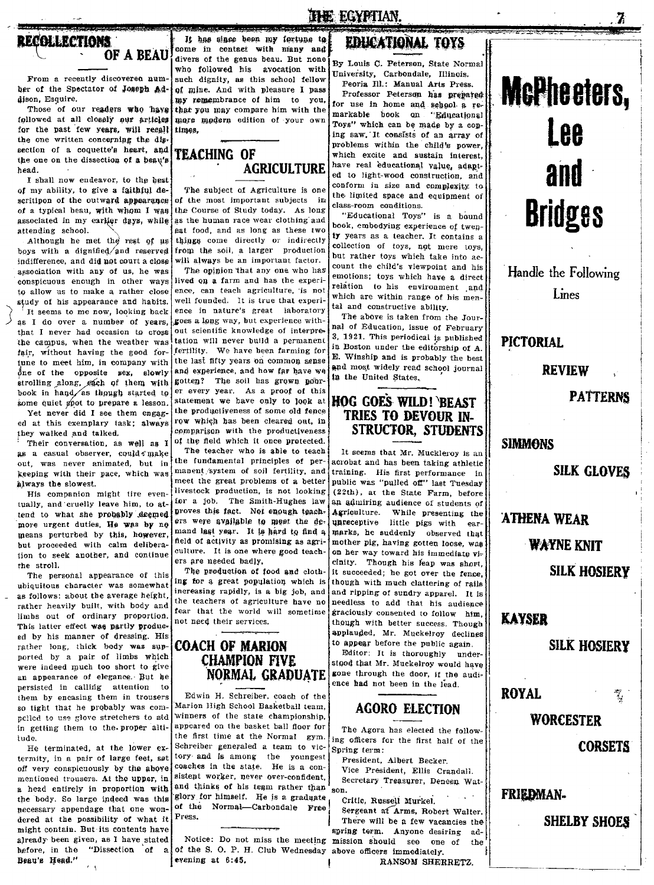# RECOLLECTIONS OF A BEAU

From a recently discovered number of the Spectator of Joseph Addison, Esquire.

Those of our readers who have followed at all closely our articles for the past few years, will recall the one written concerning the dissection of a coquette's heart, and the one on the dissection of a beau's head.

I shall now endeavor, to the best of my ability, to give a faithful description of the outward appearance of a typical beau, with whom I was associated in my earlier days, while attending school.

Although he met the rest of us boys with a dignified and reserved indifference, and did not court a close association with any of us, he was conspicuous enough in other ways to allow us to make a rather close study of his appearance and habits.

It seems to me now, looking back as I do over a number of years, that I never had occasion to cross the campus, when the weather was fair, without having the good fortune to meet him, in company with one of the opposite sex, slowly strolling along, each of them with book in hand, as though started to some quiet spot to prepare a lesson.

Yet never did I see them engaged at this exemplary task; always they walked and talked.

Their conversation, as well as I as a casual observer, could make out, was never animated, but in keeping with their pace, which was always the slowest.

His companion might tire eventually, and cruelly leave him, to attend to what she probably deemed more urgent duties. He was by no means perturbed by this, however, but proceeded with calm deliberation to seek another, and continue the stroll.

The personal appearance of this ubiquitous character was somewhat as follows: about the average height, rather heavily built, with body and limbs out of ordinary proportion. This latter effect was partly produced by his manner of dressing. His rather long, thick body was supported by a pair of limbs which were indeed much too short to give an appearance of elegance. But he persisted in calling attention to them by encasing them in trousers so tight that he probably was compelled to use glove stretchers to aid in getting them to the proper altitude.

He terminated, at the lower extermity, in a pair of large feet, set off very conspicuously by the above mentioned trousers. At the upper, in a head entirely in proportion with the body. So large indeed was this necessary appendage that one wondered at the possibility of what it might contain. But its contents have already been given, as I have stated before, in the "Dissection of a Beau's Head."

It has since been my fortune to come in contact with many and divers of the genus beau. But none who followed his avocation with such dignity, as this school fellow of mine. And with pleasure I pass my remembrance of him to you, that you may compare him with the more modern edition of your own times.

# TEACHING OF AGRICULTURE

The subject of Agriculture is one of the most important subjects in the Course of Study today. As long as the human race wear clothing and eat food, and as long as these two things come directly or indirectly from the soil, a larger production will always be an important factor.

The opinion that any one who has lived on a farm and has the experience, can teach agriculture, is not well founded. It is true that experience in nature's great laboratory goes a long way, but experience without scientific knowledge of interpretation will never build a permanent fertility. We have been farming for the last fifty years on common sense and experience, and how far have we gotten? The soil has grown poorer every year. As a proof of this statement we have only to look at the productiveness of some old fence row which has been cleared out, in comparison with the productiveness of the field which it once protected.

The teacher who is able to teach the fundamental principles of permanent system of soil fertility, and meet the great problems of a better livestock production, is not looking for a job. The Smith-Hughes law proves this fact. Not enough teachers were available to meet the demand last year. It is hard to find a field of activity as promising as agriculture. It is one where good teachers are needed badly.

The production of food and clothing for a great population which is increasing rapidly, is a big job, and the teachers of agriculture have no fear that the world will sometime not need their services.

# COACH OF MARION CHAMPION FIVE NORMAL GRADUATE

Edwin H. Schreiber, coach of the Marion High School Basketball team, winners of the state championship, appeared on the basket ball floor for the first time at the Normal gym. Schreiber generaled a team to victory and is among the youngest coaches in the state. He is a consistent worker, never over-confident, and thinks of his team rather than glory for himself. He is a graduate of the Normal—Carbondale Free Press.

Notice: Do not miss the meeting of the S. O. P. H. Club Wednesday evening at 6:45.

# EDUCATIONAL TOYS

By Louis C. Peterson, State Normal University, Carbondale, Illinois.

Peoria Ill.: Manual Arts Press.

Professor Peterson has prepared for use in home and school a remarkable book on "Educational Toys" which can be made by a coping saw. It consists of an array of problems within the child's power, which excite and sustain interest, have real educational value, adapted to light-wood construction, and conform in size and complexity to the limited space and equipment of class-room conditions.

"Educational Toys" is a bound book, embodying experience of twenty years as a teacher. It contains a collection of toys, not mere toys, but rather toys which take into account the child's viewpoint and his emotions; toys which have a direct relation to his environment and which are within range of his mental and constructive ability.

The above is taken from the Journal of Education, issue of February 3, 1921. This periodical is published in Boston under the editorship of A. E. Winship and is probably the best and most widely read school journal in the United States.

# HOG GOES WILD! BEAST TRIES TO DEVOUR INSTRUCTOR, STUDENTS

It seems that Mr. Muckleroy is an acrobat and has been taking athletic training. His first performance in public was "pulled off" last Tuesday (22th), at the State Farm, before an admiring audience of students of Agriculture. While presenting the unreceptive little pigs with earmarks, he suddenly observed that mother pig, having gotten loose, was on her way toward his immediate vicinity. Though his leap was short, it succeeded; he got over the fence, though with much clattering of rails and ripping of sundry apparel. It is needless to add that his audience graciously consented to follow him, though with better success. Though applauded, Mr. Muckelroy declines to appear before the public again.

Editor: It is thoroughly understood that Mr. Muckelroy would have gone through the door, if the audience had not been in the lead.

# AGORO ELECTION

The Agora has elected the following officers for the first half of the Spring term:

President, Albert Becker.

Vice President, Ellis Crandall.

Secretary Treasurer, Deneen Watson.

Critic, Russell Murkel.

Sergeant at Arms, Robert Walter.

There will be a few vacancies the spring term. Anyone desiring admission should see one of the above officers immediately.

RANSOM SHERRETZ.

# McPheeters, Lee and Bridges

Handle the Following Lines

**PICTORIAL REVIEW PATTERNS**

**SIMMONS SILK GLOVES**

**ATHENA WEAR**

**WAYNE KNIT SILK HOSIERY**

**KAYSER SILK HOSIERY**

**ROYAL WORCESTER CORSETS**

**FRIEDMAN-SHELBY SHOES**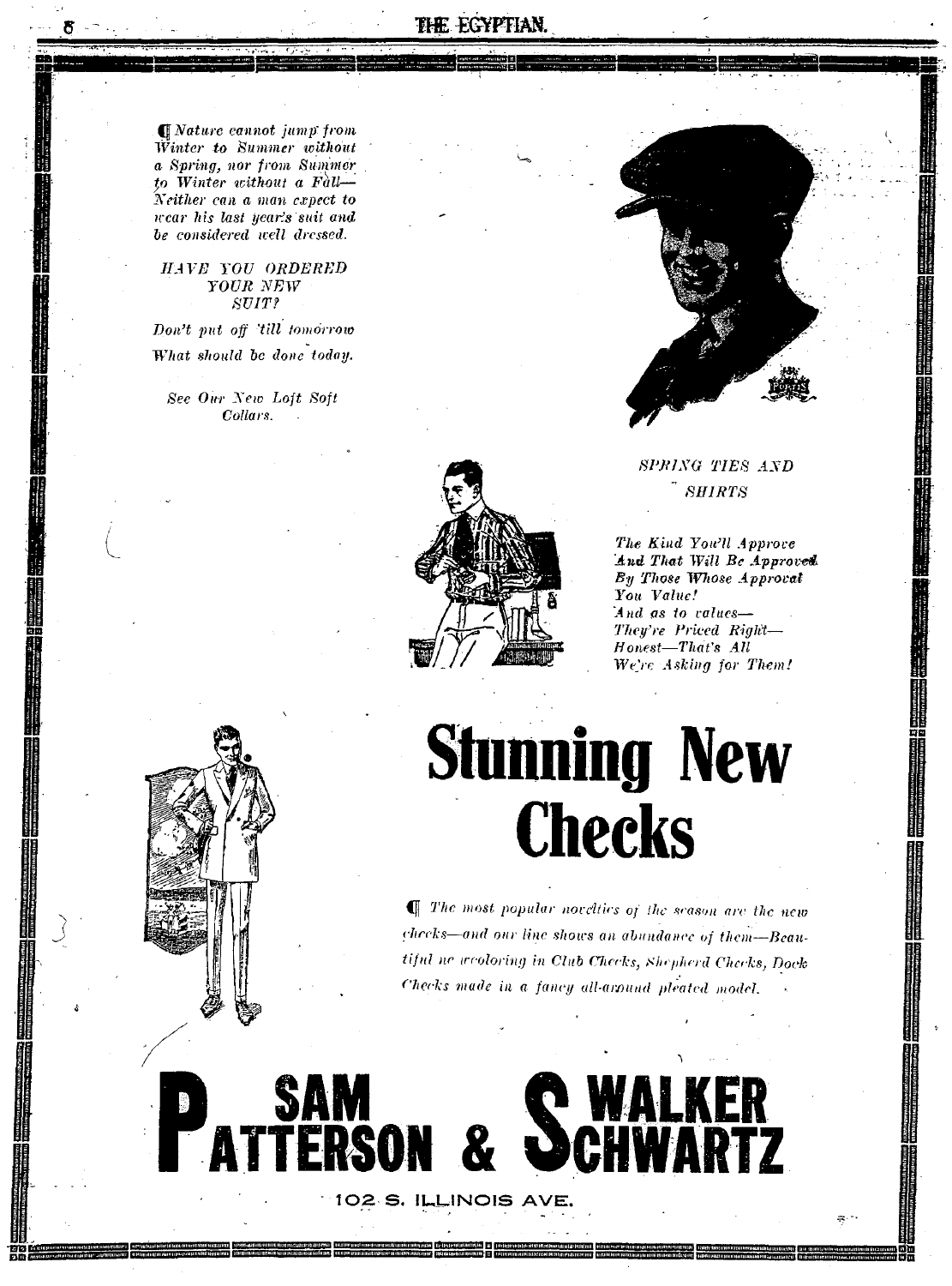¶ *Nature cannot jump from Winter to Summer without a Spring, nor from Summer to Winter without a Fall— Neither can a man expect to wear his last year's suit and be considered well dressed.*

*HAVE YOU ORDERED YOUR NEW SUIT?*

*Don't put off 'till tomorrow What should be done today.*

*See Our New Loft Soft Collars.*

*SPRING TIES AND SHIRTS*

*The Kind You'll Approve And That Will Be Approved By Those Whose Approval You Value! And as to values— They're Priced Right— Honest—That's All We're Asking for Them!*

# Stunning New Checks

¶ *The most popular novelties of the season are the new checks—and our line shows an abundance of them—Beautiful ne wcoloring in Club Checks, Shepherd Checks, Dock Checks made in a fancy all-around pleated model.*

# PATTERSON & SCHWARTZ

**SAM** **WALKER**

102 S. ILLINOIS AVE.